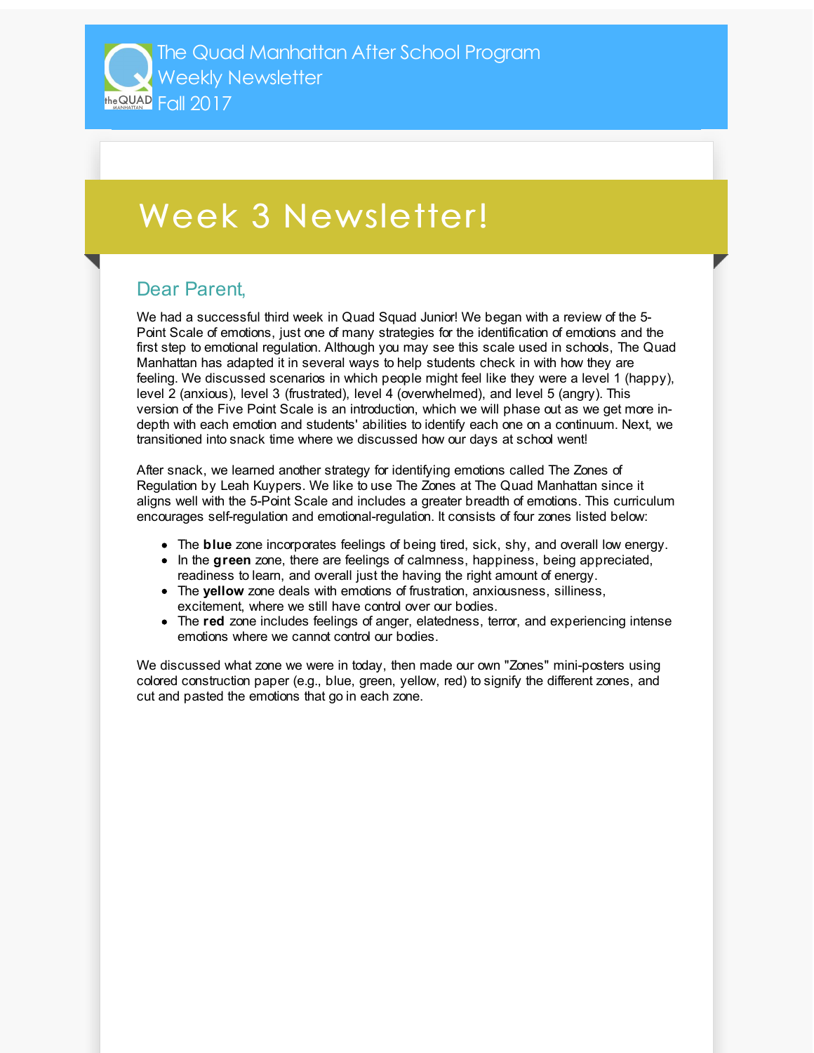# The Quad Manhattan After School Program Weekly Newsletter Fall 2017

## Week 3 Newsletter!

### Dear Parent,

We had a successful third week in Quad Squad Junior! We began with a review of the 5-Point Scale of emotions, just one of many strategies for the identification of emotions and the first step to emotional regulation. Although you may see this scale used in schools, The Quad Manhattan has adapted it in several ways to help students check in with how they are feeling. We discussed scenarios in which people might feel like they were a level 1 (happy), level 2 (anxious), level 3 (frustrated), level 4 (overwhelmed), and level 5 (angry). This version of the Five Point Scale is an introduction, which we will phase out as we get more in-depth with each emotion and students' abilities to identify each one on a continuum. Next, we transitioned into snack time where we discussed how our days at school went!

After snack, we learned another strategy for identifying emotions called The Zones of Regulation by Leah Kuypers. We like to use The Zones at The Quad Manhattan since it aligns well with the 5-Point Scale and includes a greater breadth of emotions. This curriculum encourages self-regulation and emotional-regulation. It consists of four zones listed below:

- The **blue** zone incorporates feelings of being tired, sick, shy, and overall low energy.
- In the **green** zone, there are feelings of calmness, happiness, being appreciated, readiness to learn, and overall just the having the right amount of energy.
- The **yellow** zone deals with emotions of frustration, anxiousness, silliness, excitement, where we still have control over our bodies.
- The **red** zone includes feelings of anger, elatedness, terror, and experiencing intense emotions where we cannot control our bodies.

We discussed what zone we were in today, then made our own "Zones" mini-posters using colored construction paper (e.g., blue, green, yellow, red) to signify the different zones, and cut and pasted the emotions that go in each zone.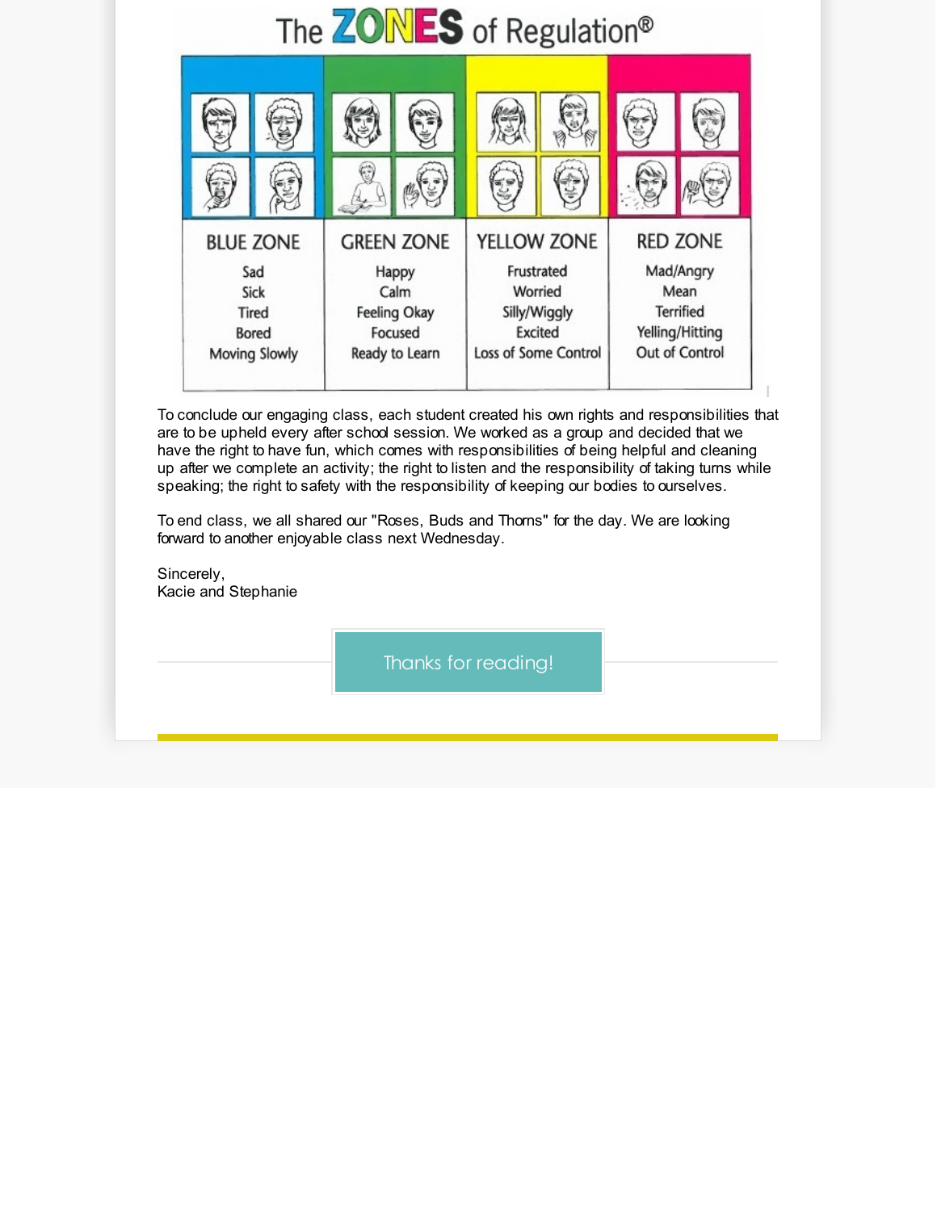# The ZONES of Regulation®

| BLUE ZONE | GREEN ZONE | YELLOW ZONE | RED ZONE |
| --- | --- | --- | --- |
| Sad | Happy | Frustrated | Mad/Angry |
| Sick | Calm | Worried | Mean |
| Tired | Feeling Okay | Silly/Wiggly | Terrified |
| Bored | Focused | Excited | Yelling/Hitting |
| Moving Slowly | Ready to Learn | Loss of Some Control | Out of Control |

To conclude our engaging class, each student created his own rights and responsibilities that are to be upheld every after school session. We worked as a group and decided that we have the right to have fun, which comes with responsibilities of being helpful and cleaning up after we complete an activity; the right to listen and the responsibility of taking turns while speaking; the right to safety with the responsibility of keeping our bodies to ourselves.

To end class, we all shared our "Roses, Buds and Thorns" for the day. We are looking forward to another enjoyable class next Wednesday.

Sincerely,
Kacie and Stephanie

Thanks for reading!